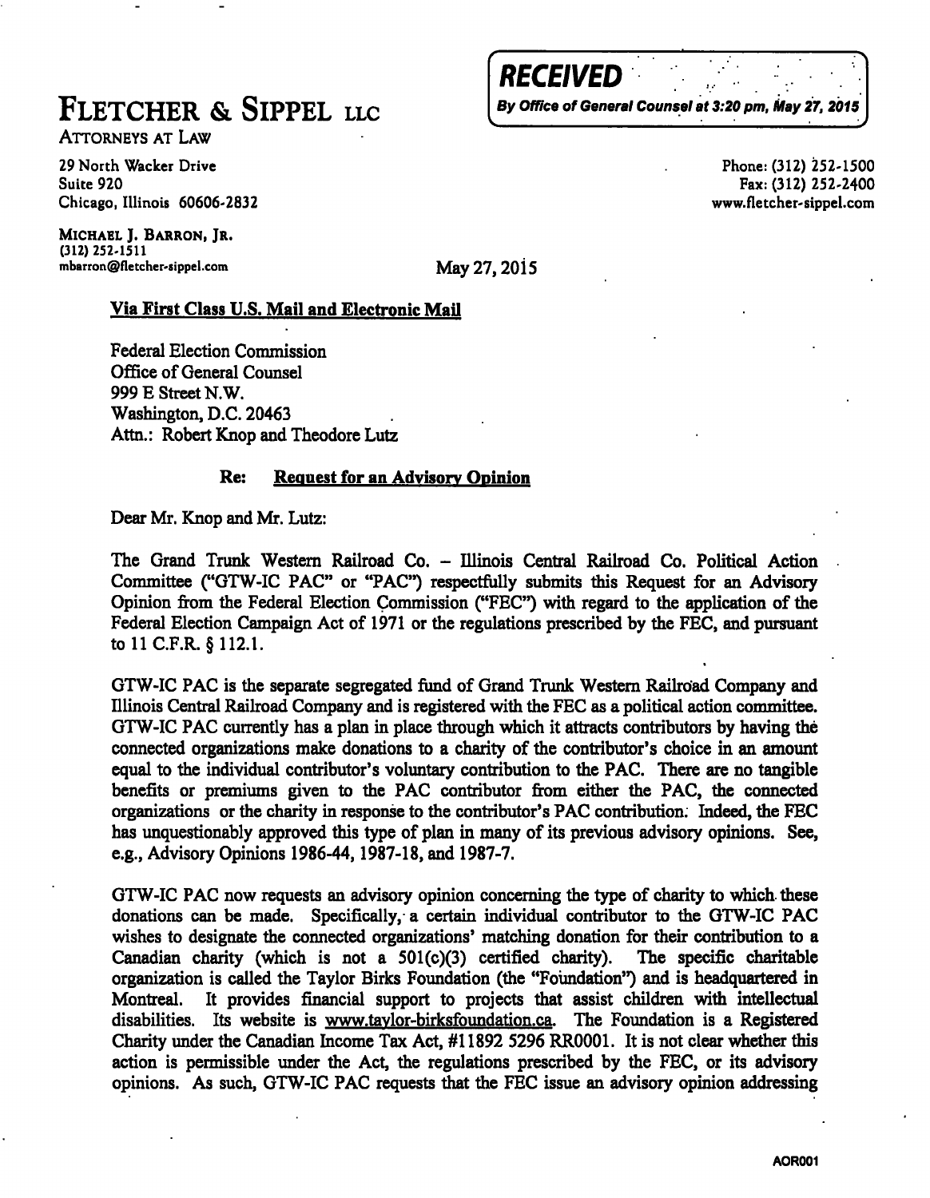**RECEIVED**
*By Office of General Counsel at 3:20 pm, May 27, 2015*

# FLETCHER & SIPPEL LLC

ATTORNEYS AT LAW

29 North Wacker Drive
Suite 920
Chicago, Illinois 60606-2832

Phone: (312) 252-1500
Fax: (312) 252-2400
www.fletcher-sippel.com

MICHAEL J. BARRON, JR.
(312) 252-1511
mbarron@fletcher-sippel.com

May 27, 2015

**Via First Class U.S. Mail and Electronic Mail**

Federal Election Commission
Office of General Counsel
999 E Street N.W.
Washington, D.C. 20463
Attn.: Robert Knop and Theodore Lutz

**Re: Request for an Advisory Opinion**

Dear Mr. Knop and Mr. Lutz:

The Grand Trunk Western Railroad Co. – Illinois Central Railroad Co. Political Action Committee ("GTW-IC PAC" or "PAC") respectfully submits this Request for an Advisory Opinion from the Federal Election Commission ("FEC") with regard to the application of the Federal Election Campaign Act of 1971 or the regulations prescribed by the FEC, and pursuant to 11 C.F.R. § 112.1.

GTW-IC PAC is the separate segregated fund of Grand Trunk Western Railroad Company and Illinois Central Railroad Company and is registered with the FEC as a political action committee. GTW-IC PAC currently has a plan in place through which it attracts contributors by having the connected organizations make donations to a charity of the contributor's choice in an amount equal to the individual contributor's voluntary contribution to the PAC. There are no tangible benefits or premiums given to the PAC contributor from either the PAC, the connected organizations or the charity in response to the contributor's PAC contribution. Indeed, the FEC has unquestionably approved this type of plan in many of its previous advisory opinions. See, e.g., Advisory Opinions 1986-44, 1987-18, and 1987-7.

GTW-IC PAC now requests an advisory opinion concerning the type of charity to which these donations can be made. Specifically, a certain individual contributor to the GTW-IC PAC wishes to designate the connected organizations' matching donation for their contribution to a Canadian charity (which is not a 501(c)(3) certified charity). The specific charitable organization is called the Taylor Birks Foundation (the "Foundation") and is headquartered in Montreal. It provides financial support to projects that assist children with intellectual disabilities. Its website is www.taylor-birksfoundation.ca. The Foundation is a Registered Charity under the Canadian Income Tax Act, #11892 5296 RR0001. It is not clear whether this action is permissible under the Act, the regulations prescribed by the FEC, or its advisory opinions. As such, GTW-IC PAC requests that the FEC issue an advisory opinion addressing

AOR001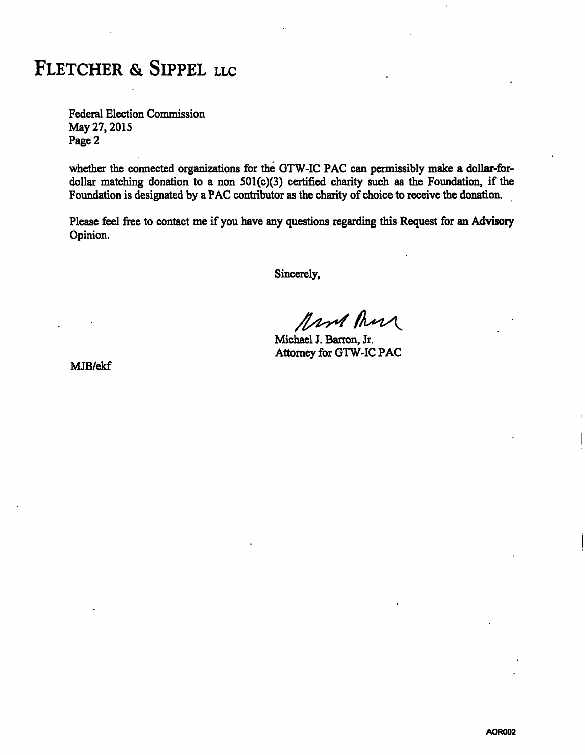# FLETCHER & SIPPEL LLC

Federal Election Commission
May 27, 2015
Page 2

whether the connected organizations for the GTW-IC PAC can permissibly make a dollar-for-dollar matching donation to a non 501(c)(3) certified charity such as the Foundation, if the Foundation is designated by a PAC contributor as the charity of choice to receive the donation.

Please feel free to contact me if you have any questions regarding this Request for an Advisory Opinion.

Sincerely,

Michael J. Barron, Jr.
Attorney for GTW-IC PAC

MJB/ekf

AOR002